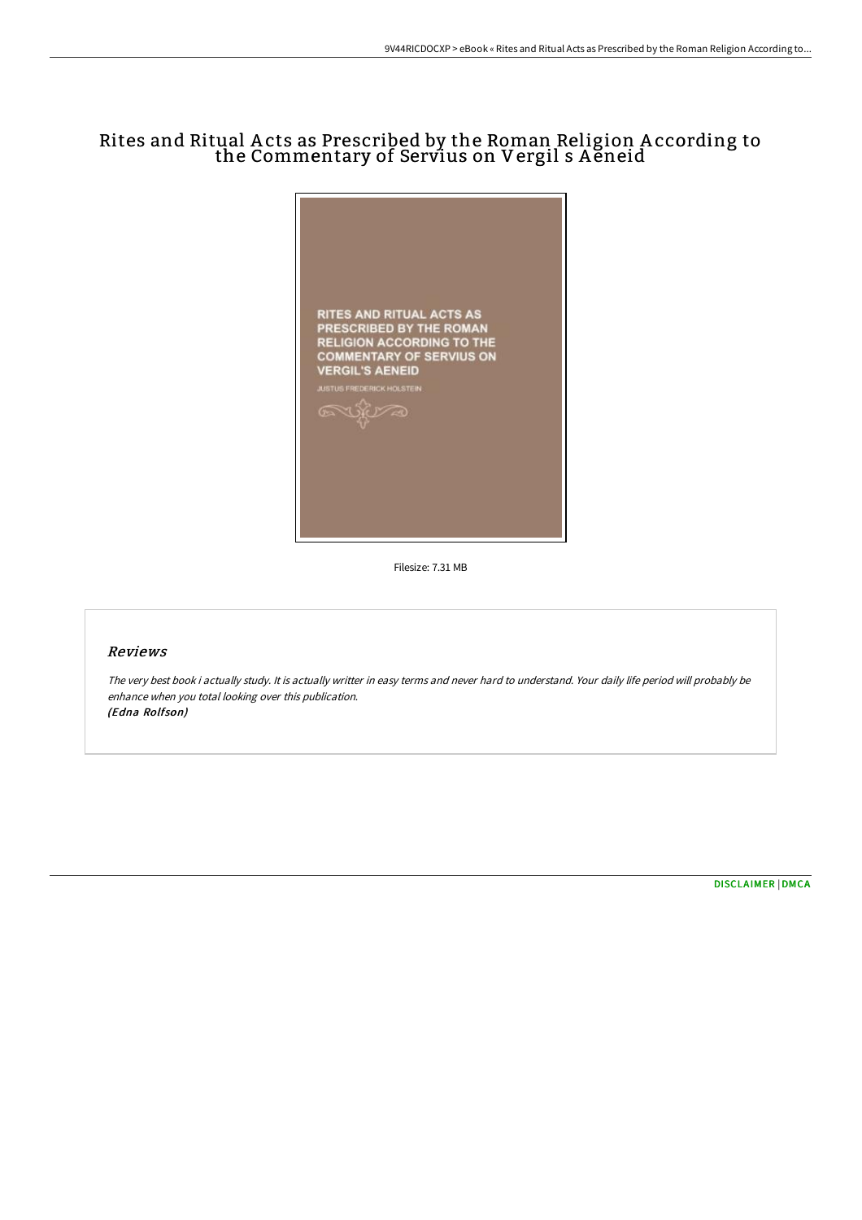# Rites and Ritual Acts as Prescribed by the Roman Religion According to the Commentary of Servius on Vergil s Aeneid

Filesize: 7.31 MB

## Reviews

*The very best book i actually study. It is actually writter in easy terms and never hard to understand. Your daily life period will probably be enhance when you total looking over this publication.*
***(Edna Rolfson)***

[DISCLAIMER](#) | [DMCA](#)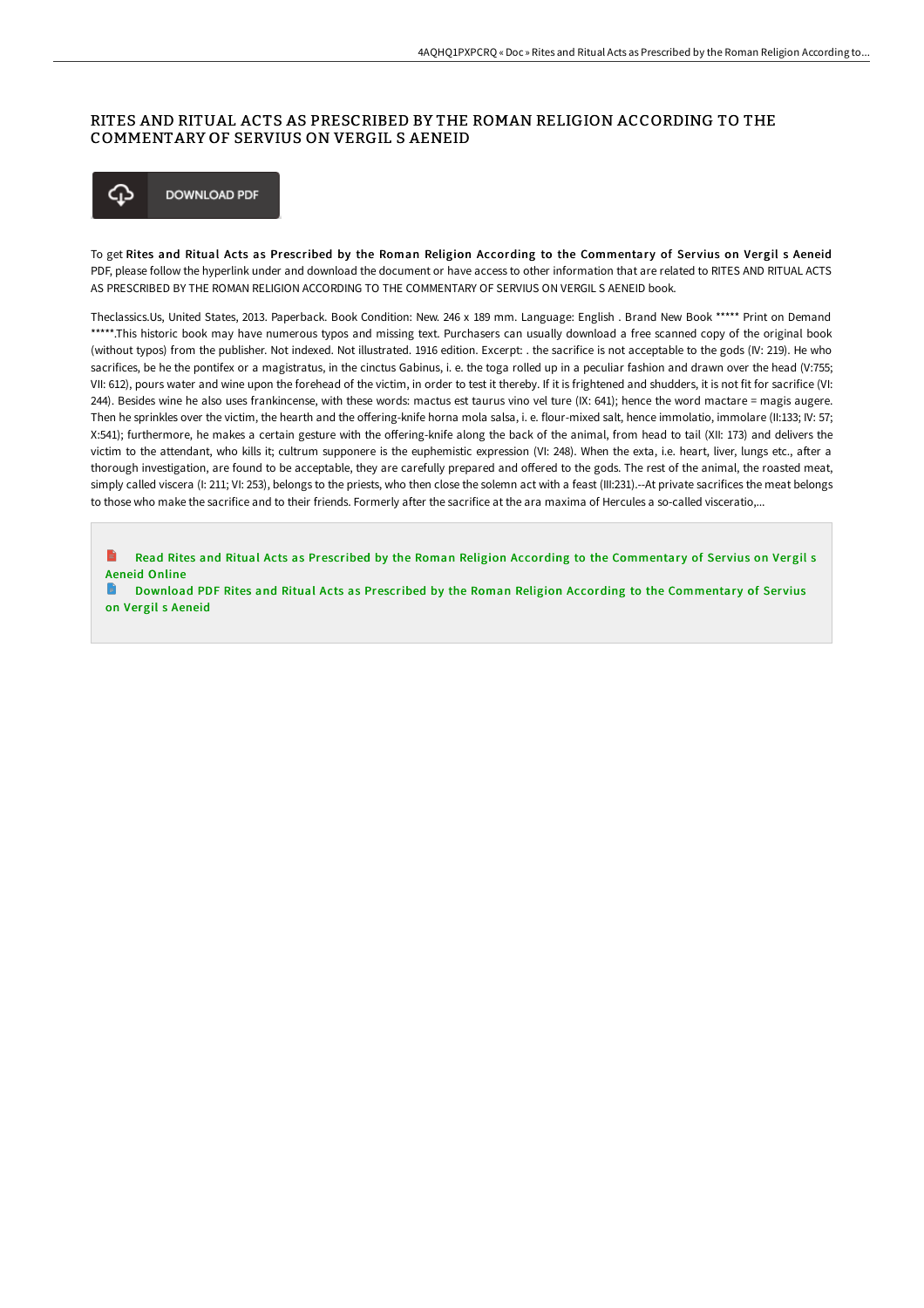# RITES AND RITUAL ACTS AS PRESCRIBED BY THE ROMAN RELIGION ACCORDING TO THE COMMENTARY OF SERVIUS ON VERGIL S AENEID

DOWNLOAD PDF

To get **Rites and Ritual Acts as Prescribed by the Roman Religion According to the Commentary of Servius on Vergil s Aeneid** PDF, please follow the hyperlink under and download the document or have access to other information that are related to RITES AND RITUAL ACTS AS PRESCRIBED BY THE ROMAN RELIGION ACCORDING TO THE COMMENTARY OF SERVIUS ON VERGIL S AENEID book.

Theclassics.Us, United States, 2013. Paperback. Book Condition: New. 246 x 189 mm. Language: English . Brand New Book ***** Print on Demand *****.This historic book may have numerous typos and missing text. Purchasers can usually download a free scanned copy of the original book (without typos) from the publisher. Not indexed. Not illustrated. 1916 edition. Excerpt: . the sacrifice is not acceptable to the gods (IV: 219). He who sacrifices, be he the pontifex or a magistratus, in the cinctus Gabinus, i. e. the toga rolled up in a peculiar fashion and drawn over the head (V:755; VII: 612), pours water and wine upon the forehead of the victim, in order to test it thereby. If it is frightened and shudders, it is not fit for sacrifice (VI: 244). Besides wine he also uses frankincense, with these words: mactus est taurus vino vel ture (IX: 641); hence the word mactare = magis augere. Then he sprinkles over the victim, the hearth and the offering-knife horna mola salsa, i. e. flour-mixed salt, hence immolatio, immolare (II:133; IV: 57; X:541); furthermore, he makes a certain gesture with the offering-knife along the back of the animal, from head to tail (XII: 173) and delivers the victim to the attendant, who kills it; cultrum supponere is the euphemistic expression (VI: 248). When the exta, i.e. heart, liver, lungs etc., after a thorough investigation, are found to be acceptable, they are carefully prepared and offered to the gods. The rest of the animal, the roasted meat, simply called viscera (I: 211; VI: 253), belongs to the priests, who then close the solemn act with a feast (III:231).--At private sacrifices the meat belongs to those who make the sacrifice and to their friends. Formerly after the sacrifice at the ara maxima of Hercules a so-called visceratio,...

Read Rites and Ritual Acts as Prescribed by the Roman Religion According to the Commentary of Servius on Vergil s Aeneid Online

Download PDF Rites and Ritual Acts as Prescribed by the Roman Religion According to the Commentary of Servius on Vergil s Aeneid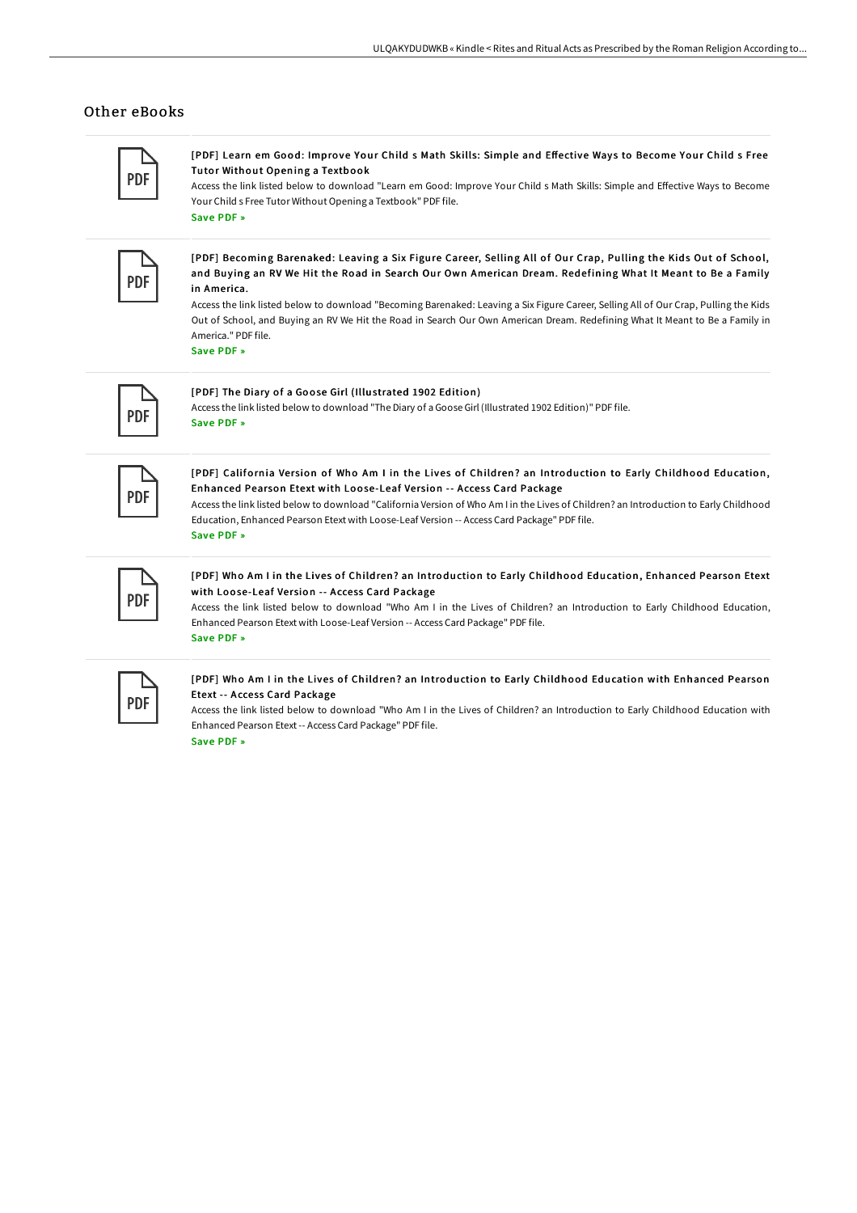## Other eBooks

[PDF] Learn em Good: Improve Your Child s Math Skills: Simple and Effective Ways to Become Your Child s Free Tutor Without Opening a Textbook

Access the link listed below to download "Learn em Good: Improve Your Child s Math Skills: Simple and Effective Ways to Become Your Child s Free Tutor Without Opening a Textbook" PDF file.

Save PDF »

[PDF] Becoming Barenaked: Leaving a Six Figure Career, Selling All of Our Crap, Pulling the Kids Out of School, and Buying an RV We Hit the Road in Search Our Own American Dream. Redefining What It Meant to Be a Family in America.

Access the link listed below to download "Becoming Barenaked: Leaving a Six Figure Career, Selling All of Our Crap, Pulling the Kids Out of School, and Buying an RV We Hit the Road in Search Our Own American Dream. Redefining What It Meant to Be a Family in America." PDF file.

Save PDF »

[PDF] The Diary of a Goose Girl (Illustrated 1902 Edition)

Access the link listed below to download "The Diary of a Goose Girl (Illustrated 1902 Edition)" PDF file.

Save PDF »

[PDF] California Version of Who Am I in the Lives of Children? an Introduction to Early Childhood Education, Enhanced Pearson Etext with Loose-Leaf Version -- Access Card Package

Access the link listed below to download "California Version of Who Am I in the Lives of Children? an Introduction to Early Childhood Education, Enhanced Pearson Etext with Loose-Leaf Version -- Access Card Package" PDF file.

Save PDF »

[PDF] Who Am I in the Lives of Children? an Introduction to Early Childhood Education, Enhanced Pearson Etext with Loose-Leaf Version -- Access Card Package

Access the link listed below to download "Who Am I in the Lives of Children? an Introduction to Early Childhood Education, Enhanced Pearson Etext with Loose-Leaf Version -- Access Card Package" PDF file.

Save PDF »

[PDF] Who Am I in the Lives of Children? an Introduction to Early Childhood Education with Enhanced Pearson Etext -- Access Card Package

Access the link listed below to download "Who Am I in the Lives of Children? an Introduction to Early Childhood Education with Enhanced Pearson Etext -- Access Card Package" PDF file.

Save PDF »